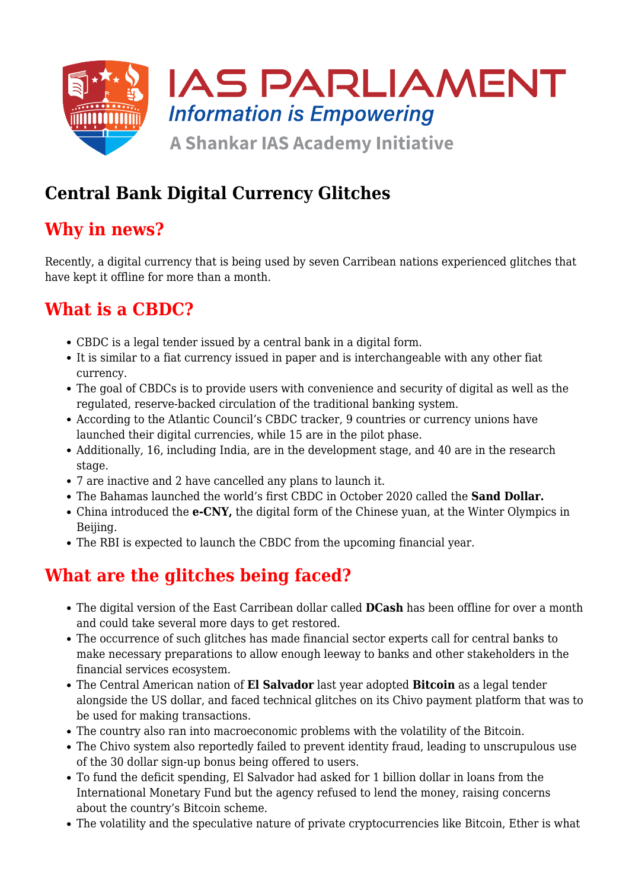# Central Bank Digital Currency Glitches

## Why in news?

Recently, a digital currency that is being used by seven Carribean nations experienced glitches that have kept it offline for more than a month.

## What is a CBDC?

- CBDC is a legal tender issued by a central bank in a digital form.
- It is similar to a fiat currency issued in paper and is interchangeable with any other fiat currency.
- The goal of CBDCs is to provide users with convenience and security of digital as well as the regulated, reserve-backed circulation of the traditional banking system.
- According to the Atlantic Council's CBDC tracker, 9 countries or currency unions have launched their digital currencies, while 15 are in the pilot phase.
- Additionally, 16, including India, are in the development stage, and 40 are in the research stage.
- 7 are inactive and 2 have cancelled any plans to launch it.
- The Bahamas launched the world's first CBDC in October 2020 called the **Sand Dollar.**
- China introduced the **e-CNY,** the digital form of the Chinese yuan, at the Winter Olympics in Beijing.
- The RBI is expected to launch the CBDC from the upcoming financial year.

## What are the glitches being faced?

- The digital version of the East Carribean dollar called **DCash** has been offline for over a month and could take several more days to get restored.
- The occurrence of such glitches has made financial sector experts call for central banks to make necessary preparations to allow enough leeway to banks and other stakeholders in the financial services ecosystem.
- The Central American nation of **El Salvador** last year adopted **Bitcoin** as a legal tender alongside the US dollar, and faced technical glitches on its Chivo payment platform that was to be used for making transactions.
- The country also ran into macroeconomic problems with the volatility of the Bitcoin.
- The Chivo system also reportedly failed to prevent identity fraud, leading to unscrupulous use of the 30 dollar sign-up bonus being offered to users.
- To fund the deficit spending, El Salvador had asked for 1 billion dollar in loans from the International Monetary Fund but the agency refused to lend the money, raising concerns about the country's Bitcoin scheme.
- The volatility and the speculative nature of private cryptocurrencies like Bitcoin, Ether is what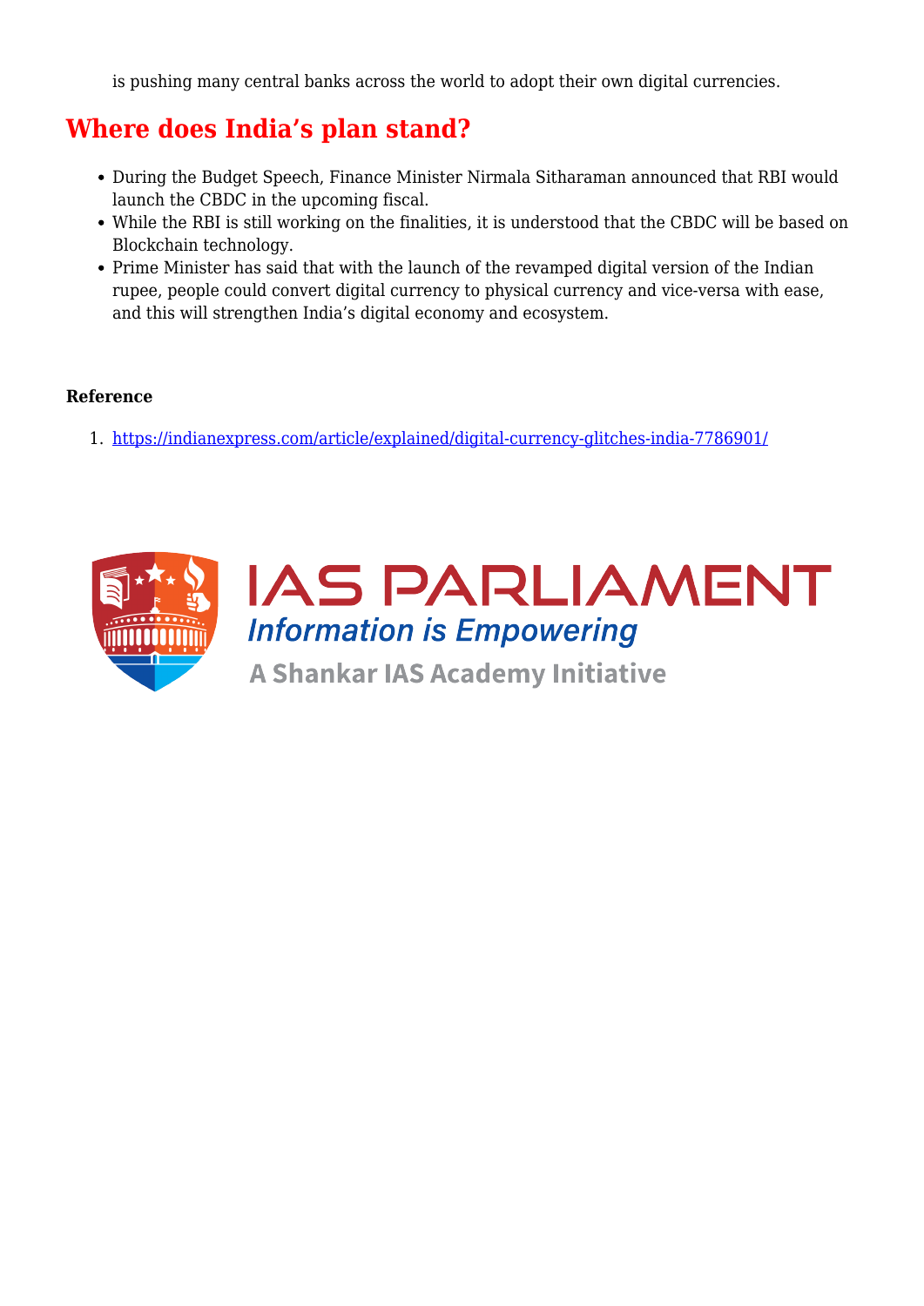is pushing many central banks across the world to adopt their own digital currencies.

## Where does India's plan stand?

- During the Budget Speech, Finance Minister Nirmala Sitharaman announced that RBI would launch the CBDC in the upcoming fiscal.
- While the RBI is still working on the finalities, it is understood that the CBDC will be based on Blockchain technology.
- Prime Minister has said that with the launch of the revamped digital version of the Indian rupee, people could convert digital currency to physical currency and vice-versa with ease, and this will strengthen India's digital economy and ecosystem.

**Reference**

1. https://indianexpress.com/article/explained/digital-currency-glitches-india-7786901/